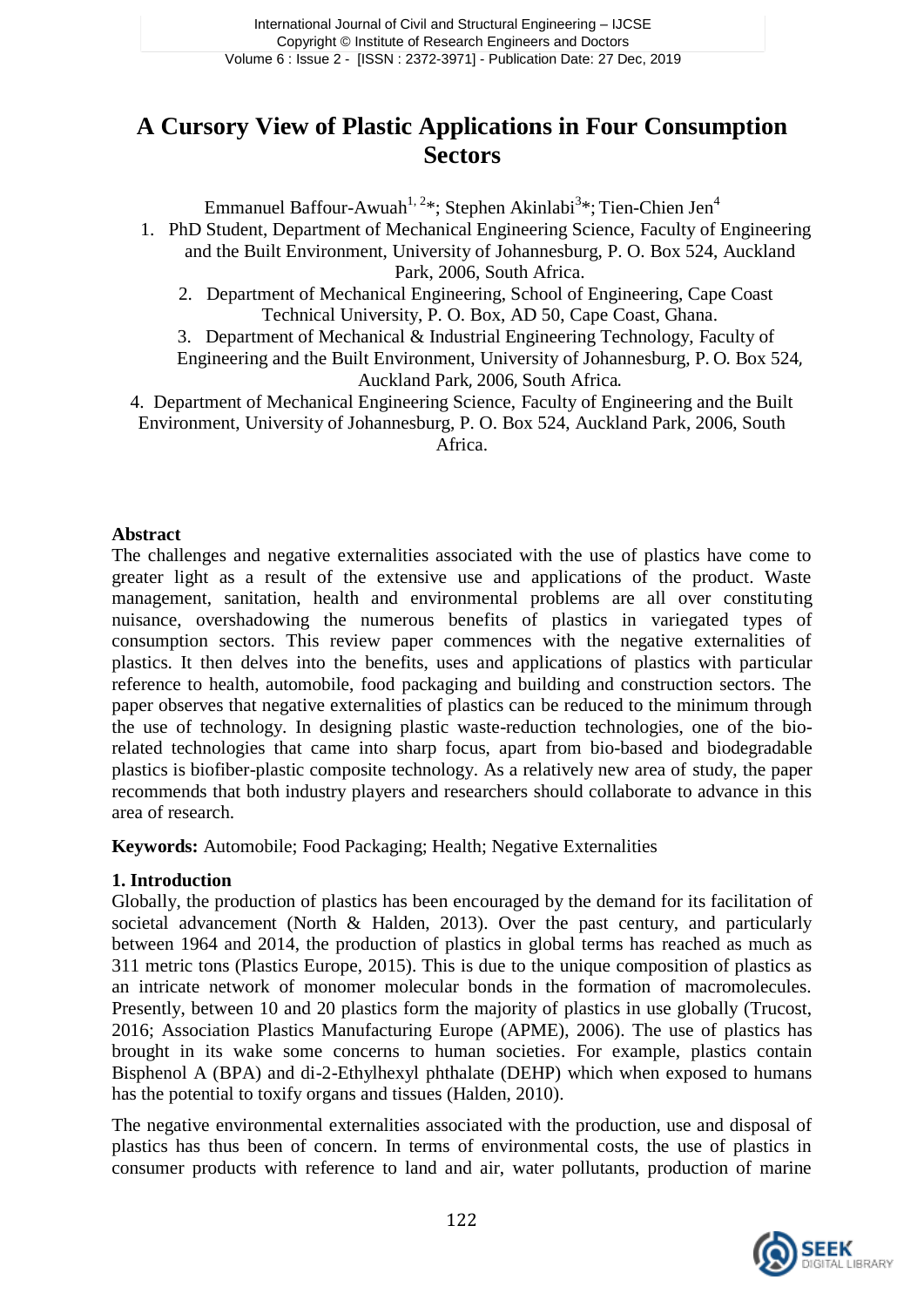# A Cursory View of Plastic Applications in Four Consumption Sectors

Emmanuel Baffour-Awuah[1, 2]*; Stephen Akinlabi[3]*; Tien-Chien Jen[4]

1. PhD Student, Department of Mechanical Engineering Science, Faculty of Engineering and the Built Environment, University of Johannesburg, P. O. Box 524, Auckland Park, 2006, South Africa.
2. Department of Mechanical Engineering, School of Engineering, Cape Coast Technical University, P. O. Box, AD 50, Cape Coast, Ghana.
3. Department of Mechanical & Industrial Engineering Technology, Faculty of Engineering and the Built Environment, University of Johannesburg, P. O. Box 524, Auckland Park, 2006, South Africa.
4. Department of Mechanical Engineering Science, Faculty of Engineering and the Built Environment, University of Johannesburg, P. O. Box 524, Auckland Park, 2006, South Africa.

**Abstract**

The challenges and negative externalities associated with the use of plastics have come to greater light as a result of the extensive use and applications of the product. Waste management, sanitation, health and environmental problems are all over constituting nuisance, overshadowing the numerous benefits of plastics in variegated types of consumption sectors. This review paper commences with the negative externalities of plastics. It then delves into the benefits, uses and applications of plastics with particular reference to health, automobile, food packaging and building and construction sectors. The paper observes that negative externalities of plastics can be reduced to the minimum through the use of technology. In designing plastic waste-reduction technologies, one of the bio-related technologies that came into sharp focus, apart from bio-based and biodegradable plastics is biofiber-plastic composite technology. As a relatively new area of study, the paper recommends that both industry players and researchers should collaborate to advance in this area of research.

**Keywords:** Automobile; Food Packaging; Health; Negative Externalities

## 1. Introduction

Globally, the production of plastics has been encouraged by the demand for its facilitation of societal advancement (North & Halden, 2013). Over the past century, and particularly between 1964 and 2014, the production of plastics in global terms has reached as much as 311 metric tons (Plastics Europe, 2015). This is due to the unique composition of plastics as an intricate network of monomer molecular bonds in the formation of macromolecules. Presently, between 10 and 20 plastics form the majority of plastics in use globally (Trucost, 2016; Association Plastics Manufacturing Europe (APME), 2006). The use of plastics has brought in its wake some concerns to human societies. For example, plastics contain Bisphenol A (BPA) and di-2-Ethylhexyl phthalate (DEHP) which when exposed to humans has the potential to toxify organs and tissues (Halden, 2010).

The negative environmental externalities associated with the production, use and disposal of plastics has thus been of concern. In terms of environmental costs, the use of plastics in consumer products with reference to land and air, water pollutants, production of marine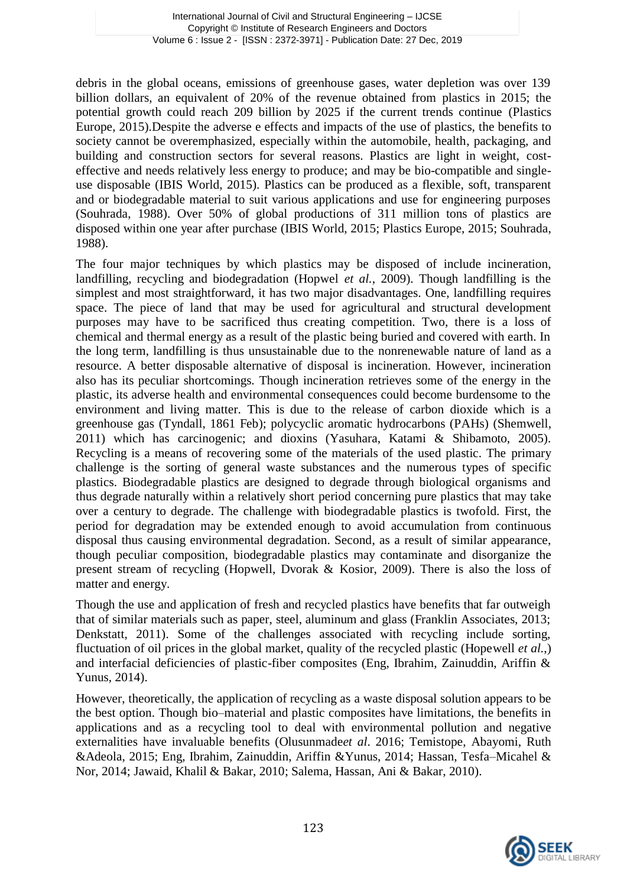debris in the global oceans, emissions of greenhouse gases, water depletion was over 139 billion dollars, an equivalent of 20% of the revenue obtained from plastics in 2015; the potential growth could reach 209 billion by 2025 if the current trends continue (Plastics Europe, 2015).Despite the adverse e effects and impacts of the use of plastics, the benefits to society cannot be overemphasized, especially within the automobile, health, packaging, and building and construction sectors for several reasons. Plastics are light in weight, cost-effective and needs relatively less energy to produce; and may be bio-compatible and single-use disposable (IBIS World, 2015). Plastics can be produced as a flexible, soft, transparent and or biodegradable material to suit various applications and use for engineering purposes (Souhrada, 1988). Over 50% of global productions of 311 million tons of plastics are disposed within one year after purchase (IBIS World, 2015; Plastics Europe, 2015; Souhrada, 1988).

The four major techniques by which plastics may be disposed of include incineration, landfilling, recycling and biodegradation (Hopwel *et al.*, 2009). Though landfilling is the simplest and most straightforward, it has two major disadvantages. One, landfilling requires space. The piece of land that may be used for agricultural and structural development purposes may have to be sacrificed thus creating competition. Two, there is a loss of chemical and thermal energy as a result of the plastic being buried and covered with earth. In the long term, landfilling is thus unsustainable due to the nonrenewable nature of land as a resource. A better disposable alternative of disposal is incineration. However, incineration also has its peculiar shortcomings. Though incineration retrieves some of the energy in the plastic, its adverse health and environmental consequences could become burdensome to the environment and living matter. This is due to the release of carbon dioxide which is a greenhouse gas (Tyndall, 1861 Feb); polycyclic aromatic hydrocarbons (PAHs) (Shemwell, 2011) which has carcinogenic; and dioxins (Yasuhara, Katami & Shibamoto, 2005). Recycling is a means of recovering some of the materials of the used plastic. The primary challenge is the sorting of general waste substances and the numerous types of specific plastics. Biodegradable plastics are designed to degrade through biological organisms and thus degrade naturally within a relatively short period concerning pure plastics that may take over a century to degrade. The challenge with biodegradable plastics is twofold. First, the period for degradation may be extended enough to avoid accumulation from continuous disposal thus causing environmental degradation. Second, as a result of similar appearance, though peculiar composition, biodegradable plastics may contaminate and disorganize the present stream of recycling (Hopwell, Dvorak & Kosior, 2009). There is also the loss of matter and energy.

Though the use and application of fresh and recycled plastics have benefits that far outweigh that of similar materials such as paper, steel, aluminum and glass (Franklin Associates, 2013; Denkstatt, 2011). Some of the challenges associated with recycling include sorting, fluctuation of oil prices in the global market, quality of the recycled plastic (Hopewell *et al.*,) and interfacial deficiencies of plastic-fiber composites (Eng, Ibrahim, Zainuddin, Ariffin & Yunus, 2014).

However, theoretically, the application of recycling as a waste disposal solution appears to be the best option. Though bio–material and plastic composites have limitations, the benefits in applications and as a recycling tool to deal with environmental pollution and negative externalities have invaluable benefits (Olusunmade*et al*. 2016; Temistope, Abayomi, Ruth &Adeola, 2015; Eng, Ibrahim, Zainuddin, Ariffin &Yunus, 2014; Hassan, Tesfa–Micahel & Nor, 2014; Jawaid, Khalil & Bakar, 2010; Salema, Hassan, Ani & Bakar, 2010).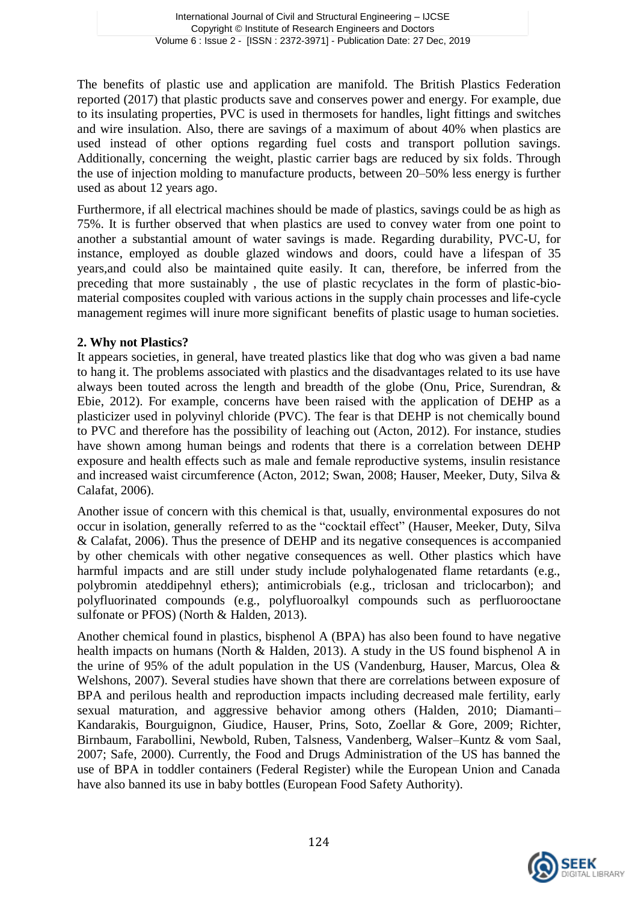The benefits of plastic use and application are manifold. The British Plastics Federation reported (2017) that plastic products save and conserves power and energy. For example, due to its insulating properties, PVC is used in thermosets for handles, light fittings and switches and wire insulation. Also, there are savings of a maximum of about 40% when plastics are used instead of other options regarding fuel costs and transport pollution savings. Additionally, concerning the weight, plastic carrier bags are reduced by six folds. Through the use of injection molding to manufacture products, between 20–50% less energy is further used as about 12 years ago.

Furthermore, if all electrical machines should be made of plastics, savings could be as high as 75%. It is further observed that when plastics are used to convey water from one point to another a substantial amount of water savings is made. Regarding durability, PVC-U, for instance, employed as double glazed windows and doors, could have a lifespan of 35 years,and could also be maintained quite easily. It can, therefore, be inferred from the preceding that more sustainably , the use of plastic recyclates in the form of plastic-bio-material composites coupled with various actions in the supply chain processes and life-cycle management regimes will inure more significant benefits of plastic usage to human societies.

## 2. Why not Plastics?

It appears societies, in general, have treated plastics like that dog who was given a bad name to hang it. The problems associated with plastics and the disadvantages related to its use have always been touted across the length and breadth of the globe (Onu, Price, Surendran, & Ebie, 2012). For example, concerns have been raised with the application of DEHP as a plasticizer used in polyvinyl chloride (PVC). The fear is that DEHP is not chemically bound to PVC and therefore has the possibility of leaching out (Acton, 2012). For instance, studies have shown among human beings and rodents that there is a correlation between DEHP exposure and health effects such as male and female reproductive systems, insulin resistance and increased waist circumference (Acton, 2012; Swan, 2008; Hauser, Meeker, Duty, Silva & Calafat, 2006).

Another issue of concern with this chemical is that, usually, environmental exposures do not occur in isolation, generally referred to as the "cocktail effect" (Hauser, Meeker, Duty, Silva & Calafat, 2006). Thus the presence of DEHP and its negative consequences is accompanied by other chemicals with other negative consequences as well. Other plastics which have harmful impacts and are still under study include polyhalogenated flame retardants (e.g., polybromin ateddipehnyl ethers); antimicrobials (e.g., triclosan and triclocarbon); and polyfluorinated compounds (e.g., polyfluoroalkyl compounds such as perfluorooctane sulfonate or PFOS) (North & Halden, 2013).

Another chemical found in plastics, bisphenol A (BPA) has also been found to have negative health impacts on humans (North & Halden, 2013). A study in the US found bisphenol A in the urine of 95% of the adult population in the US (Vandenburg, Hauser, Marcus, Olea & Welshons, 2007). Several studies have shown that there are correlations between exposure of BPA and perilous health and reproduction impacts including decreased male fertility, early sexual maturation, and aggressive behavior among others (Halden, 2010; Diamanti–Kandarakis, Bourguignon, Giudice, Hauser, Prins, Soto, Zoellar & Gore, 2009; Richter, Birnbaum, Farabollini, Newbold, Ruben, Talsness, Vandenberg, Walser–Kuntz & vom Saal, 2007; Safe, 2000). Currently, the Food and Drugs Administration of the US has banned the use of BPA in toddler containers (Federal Register) while the European Union and Canada have also banned its use in baby bottles (European Food Safety Authority).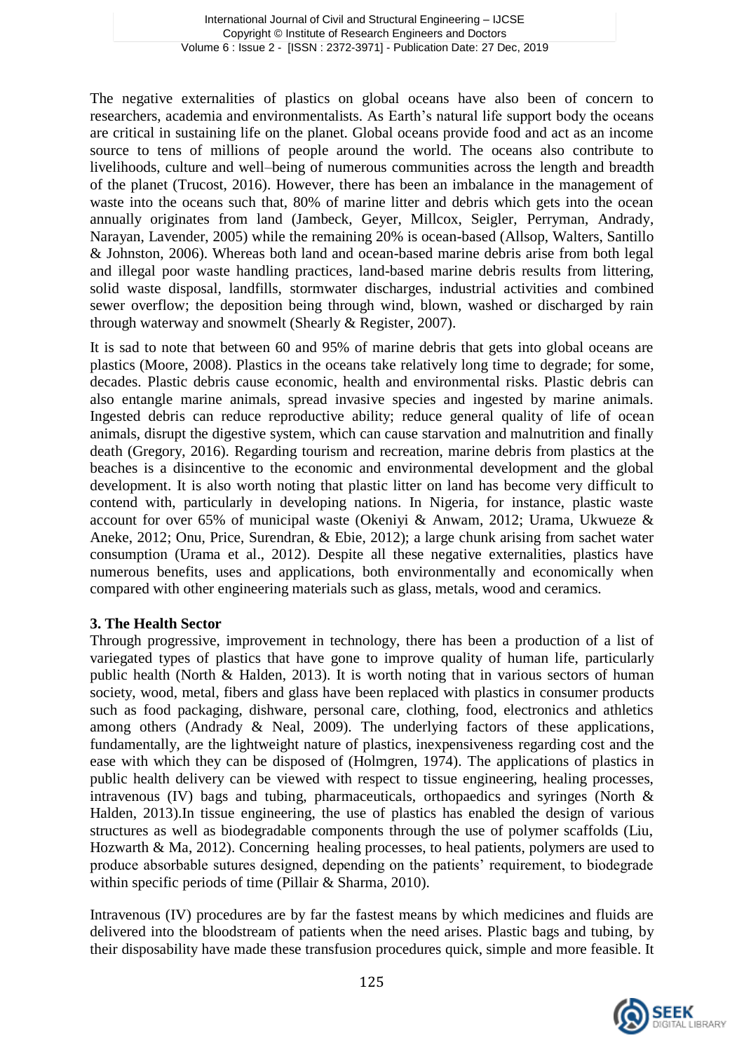The negative externalities of plastics on global oceans have also been of concern to researchers, academia and environmentalists. As Earth's natural life support body the oceans are critical in sustaining life on the planet. Global oceans provide food and act as an income source to tens of millions of people around the world. The oceans also contribute to livelihoods, culture and well–being of numerous communities across the length and breadth of the planet (Trucost, 2016). However, there has been an imbalance in the management of waste into the oceans such that, 80% of marine litter and debris which gets into the ocean annually originates from land (Jambeck, Geyer, Millcox, Seigler, Perryman, Andrady, Narayan, Lavender, 2005) while the remaining 20% is ocean-based (Allsop, Walters, Santillo & Johnston, 2006). Whereas both land and ocean-based marine debris arise from both legal and illegal poor waste handling practices, land-based marine debris results from littering, solid waste disposal, landfills, stormwater discharges, industrial activities and combined sewer overflow; the deposition being through wind, blown, washed or discharged by rain through waterway and snowmelt (Shearly & Register, 2007).

It is sad to note that between 60 and 95% of marine debris that gets into global oceans are plastics (Moore, 2008). Plastics in the oceans take relatively long time to degrade; for some, decades. Plastic debris cause economic, health and environmental risks. Plastic debris can also entangle marine animals, spread invasive species and ingested by marine animals. Ingested debris can reduce reproductive ability; reduce general quality of life of ocean animals, disrupt the digestive system, which can cause starvation and malnutrition and finally death (Gregory, 2016). Regarding tourism and recreation, marine debris from plastics at the beaches is a disincentive to the economic and environmental development and the global development. It is also worth noting that plastic litter on land has become very difficult to contend with, particularly in developing nations. In Nigeria, for instance, plastic waste account for over 65% of municipal waste (Okeniyi & Anwam, 2012; Urama, Ukwueze & Aneke, 2012; Onu, Price, Surendran, & Ebie, 2012); a large chunk arising from sachet water consumption (Urama et al., 2012). Despite all these negative externalities, plastics have numerous benefits, uses and applications, both environmentally and economically when compared with other engineering materials such as glass, metals, wood and ceramics.

### 3. The Health Sector

Through progressive, improvement in technology, there has been a production of a list of variegated types of plastics that have gone to improve quality of human life, particularly public health (North & Halden, 2013). It is worth noting that in various sectors of human society, wood, metal, fibers and glass have been replaced with plastics in consumer products such as food packaging, dishware, personal care, clothing, food, electronics and athletics among others (Andrady & Neal, 2009). The underlying factors of these applications, fundamentally, are the lightweight nature of plastics, inexpensiveness regarding cost and the ease with which they can be disposed of (Holmgren, 1974). The applications of plastics in public health delivery can be viewed with respect to tissue engineering, healing processes, intravenous (IV) bags and tubing, pharmaceuticals, orthopaedics and syringes (North & Halden, 2013).In tissue engineering, the use of plastics has enabled the design of various structures as well as biodegradable components through the use of polymer scaffolds (Liu, Hozwarth & Ma, 2012). Concerning healing processes, to heal patients, polymers are used to produce absorbable sutures designed, depending on the patients' requirement, to biodegrade within specific periods of time (Pillair & Sharma, 2010).

Intravenous (IV) procedures are by far the fastest means by which medicines and fluids are delivered into the bloodstream of patients when the need arises. Plastic bags and tubing, by their disposability have made these transfusion procedures quick, simple and more feasible. It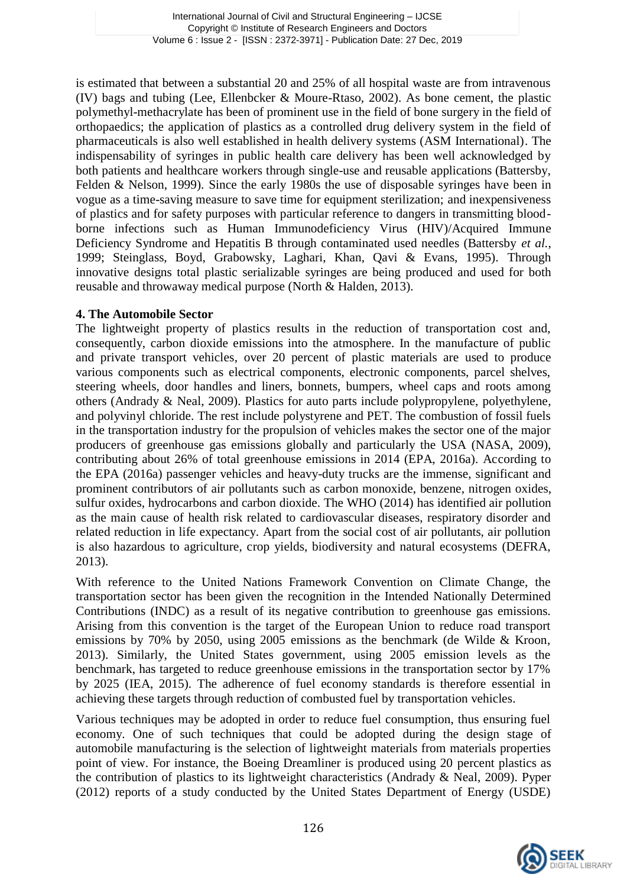is estimated that between a substantial 20 and 25% of all hospital waste are from intravenous (IV) bags and tubing (Lee, Ellenbcker & Moure-Rtaso, 2002). As bone cement, the plastic polymethyl-methacrylate has been of prominent use in the field of bone surgery in the field of orthopaedics; the application of plastics as a controlled drug delivery system in the field of pharmaceuticals is also well established in health delivery systems (ASM International). The indispensability of syringes in public health care delivery has been well acknowledged by both patients and healthcare workers through single-use and reusable applications (Battersby, Felden & Nelson, 1999). Since the early 1980s the use of disposable syringes have been in vogue as a time-saving measure to save time for equipment sterilization; and inexpensiveness of plastics and for safety purposes with particular reference to dangers in transmitting blood-borne infections such as Human Immunodeficiency Virus (HIV)/Acquired Immune Deficiency Syndrome and Hepatitis B through contaminated used needles (Battersby *et al.*, 1999; Steinglass, Boyd, Grabowsky, Laghari, Khan, Qavi & Evans, 1995). Through innovative designs total plastic serializable syringes are being produced and used for both reusable and throwaway medical purpose (North & Halden, 2013).

**4. The Automobile Sector**

The lightweight property of plastics results in the reduction of transportation cost and, consequently, carbon dioxide emissions into the atmosphere. In the manufacture of public and private transport vehicles, over 20 percent of plastic materials are used to produce various components such as electrical components, electronic components, parcel shelves, steering wheels, door handles and liners, bonnets, bumpers, wheel caps and roots among others (Andrady & Neal, 2009). Plastics for auto parts include polypropylene, polyethylene, and polyvinyl chloride. The rest include polystyrene and PET. The combustion of fossil fuels in the transportation industry for the propulsion of vehicles makes the sector one of the major producers of greenhouse gas emissions globally and particularly the USA (NASA, 2009), contributing about 26% of total greenhouse emissions in 2014 (EPA, 2016a). According to the EPA (2016a) passenger vehicles and heavy-duty trucks are the immense, significant and prominent contributors of air pollutants such as carbon monoxide, benzene, nitrogen oxides, sulfur oxides, hydrocarbons and carbon dioxide. The WHO (2014) has identified air pollution as the main cause of health risk related to cardiovascular diseases, respiratory disorder and related reduction in life expectancy. Apart from the social cost of air pollutants, air pollution is also hazardous to agriculture, crop yields, biodiversity and natural ecosystems (DEFRA, 2013).

With reference to the United Nations Framework Convention on Climate Change, the transportation sector has been given the recognition in the Intended Nationally Determined Contributions (INDC) as a result of its negative contribution to greenhouse gas emissions. Arising from this convention is the target of the European Union to reduce road transport emissions by 70% by 2050, using 2005 emissions as the benchmark (de Wilde & Kroon, 2013). Similarly, the United States government, using 2005 emission levels as the benchmark, has targeted to reduce greenhouse emissions in the transportation sector by 17% by 2025 (IEA, 2015). The adherence of fuel economy standards is therefore essential in achieving these targets through reduction of combusted fuel by transportation vehicles.

Various techniques may be adopted in order to reduce fuel consumption, thus ensuring fuel economy. One of such techniques that could be adopted during the design stage of automobile manufacturing is the selection of lightweight materials from materials properties point of view. For instance, the Boeing Dreamliner is produced using 20 percent plastics as the contribution of plastics to its lightweight characteristics (Andrady & Neal, 2009). Pyper (2012) reports of a study conducted by the United States Department of Energy (USDE)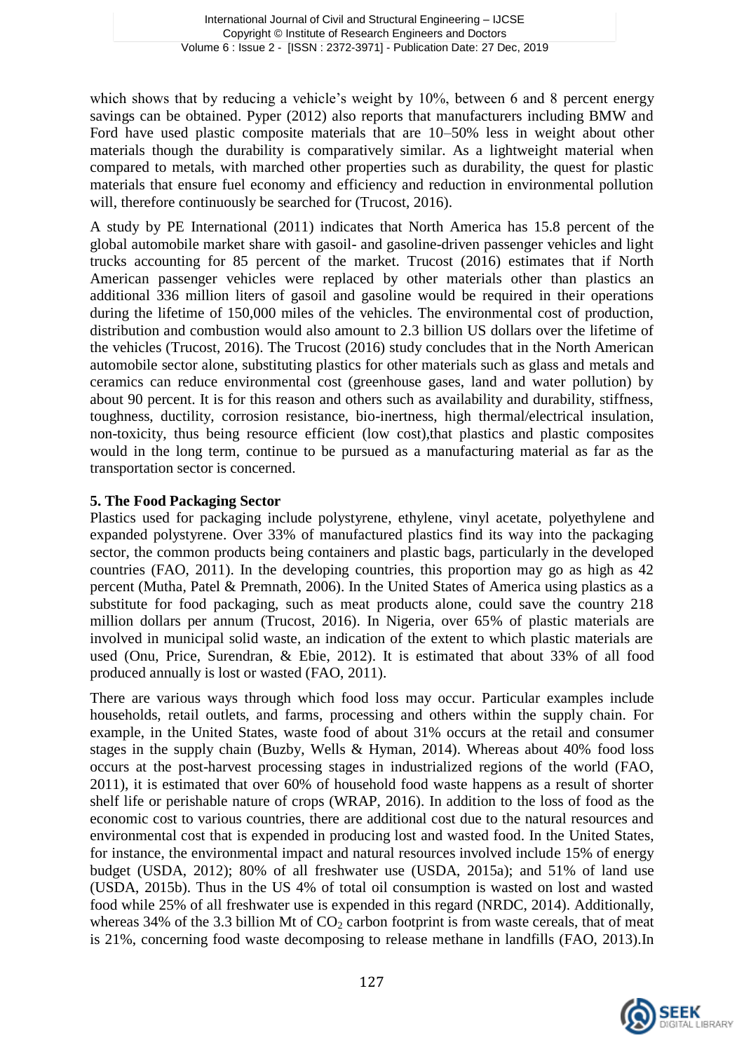which shows that by reducing a vehicle's weight by 10%, between 6 and 8 percent energy savings can be obtained. Pyper (2012) also reports that manufacturers including BMW and Ford have used plastic composite materials that are 10–50% less in weight about other materials though the durability is comparatively similar. As a lightweight material when compared to metals, with marched other properties such as durability, the quest for plastic materials that ensure fuel economy and efficiency and reduction in environmental pollution will, therefore continuously be searched for (Trucost, 2016).

A study by PE International (2011) indicates that North America has 15.8 percent of the global automobile market share with gasoil- and gasoline-driven passenger vehicles and light trucks accounting for 85 percent of the market. Trucost (2016) estimates that if North American passenger vehicles were replaced by other materials other than plastics an additional 336 million liters of gasoil and gasoline would be required in their operations during the lifetime of 150,000 miles of the vehicles. The environmental cost of production, distribution and combustion would also amount to 2.3 billion US dollars over the lifetime of the vehicles (Trucost, 2016). The Trucost (2016) study concludes that in the North American automobile sector alone, substituting plastics for other materials such as glass and metals and ceramics can reduce environmental cost (greenhouse gases, land and water pollution) by about 90 percent. It is for this reason and others such as availability and durability, stiffness, toughness, ductility, corrosion resistance, bio-inertness, high thermal/electrical insulation, non-toxicity, thus being resource efficient (low cost),that plastics and plastic composites would in the long term, continue to be pursued as a manufacturing material as far as the transportation sector is concerned.

## 5. The Food Packaging Sector

Plastics used for packaging include polystyrene, ethylene, vinyl acetate, polyethylene and expanded polystyrene. Over 33% of manufactured plastics find its way into the packaging sector, the common products being containers and plastic bags, particularly in the developed countries (FAO, 2011). In the developing countries, this proportion may go as high as 42 percent (Mutha, Patel & Premnath, 2006). In the United States of America using plastics as a substitute for food packaging, such as meat products alone, could save the country 218 million dollars per annum (Trucost, 2016). In Nigeria, over 65% of plastic materials are involved in municipal solid waste, an indication of the extent to which plastic materials are used (Onu, Price, Surendran, & Ebie, 2012). It is estimated that about 33% of all food produced annually is lost or wasted (FAO, 2011).

There are various ways through which food loss may occur. Particular examples include households, retail outlets, and farms, processing and others within the supply chain. For example, in the United States, waste food of about 31% occurs at the retail and consumer stages in the supply chain (Buzby, Wells & Hyman, 2014). Whereas about 40% food loss occurs at the post-harvest processing stages in industrialized regions of the world (FAO, 2011), it is estimated that over 60% of household food waste happens as a result of shorter shelf life or perishable nature of crops (WRAP, 2016). In addition to the loss of food as the economic cost to various countries, there are additional cost due to the natural resources and environmental cost that is expended in producing lost and wasted food. In the United States, for instance, the environmental impact and natural resources involved include 15% of energy budget (USDA, 2012); 80% of all freshwater use (USDA, 2015a); and 51% of land use (USDA, 2015b). Thus in the US 4% of total oil consumption is wasted on lost and wasted food while 25% of all freshwater use is expended in this regard (NRDC, 2014). Additionally, whereas 34% of the 3.3 billion Mt of $CO_2$ carbon footprint is from waste cereals, that of meat is 21%, concerning food waste decomposing to release methane in landfills (FAO, 2013).In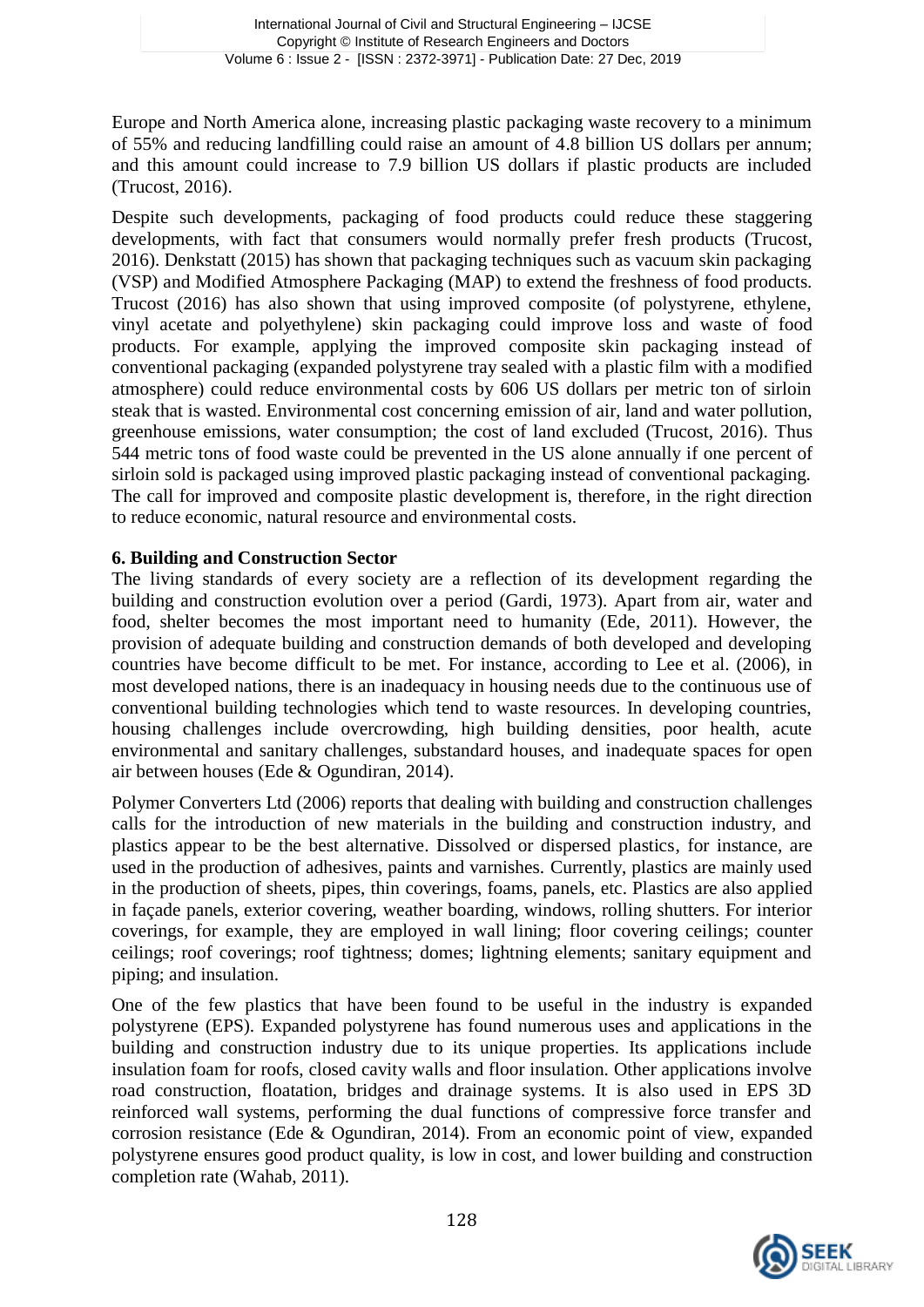Europe and North America alone, increasing plastic packaging waste recovery to a minimum of 55% and reducing landfilling could raise an amount of 4.8 billion US dollars per annum; and this amount could increase to 7.9 billion US dollars if plastic products are included (Trucost, 2016).

Despite such developments, packaging of food products could reduce these staggering developments, with fact that consumers would normally prefer fresh products (Trucost, 2016). Denkstatt (2015) has shown that packaging techniques such as vacuum skin packaging (VSP) and Modified Atmosphere Packaging (MAP) to extend the freshness of food products. Trucost (2016) has also shown that using improved composite (of polystyrene, ethylene, vinyl acetate and polyethylene) skin packaging could improve loss and waste of food products. For example, applying the improved composite skin packaging instead of conventional packaging (expanded polystyrene tray sealed with a plastic film with a modified atmosphere) could reduce environmental costs by 606 US dollars per metric ton of sirloin steak that is wasted. Environmental cost concerning emission of air, land and water pollution, greenhouse emissions, water consumption; the cost of land excluded (Trucost, 2016). Thus 544 metric tons of food waste could be prevented in the US alone annually if one percent of sirloin sold is packaged using improved plastic packaging instead of conventional packaging. The call for improved and composite plastic development is, therefore, in the right direction to reduce economic, natural resource and environmental costs.

## 6. Building and Construction Sector

The living standards of every society are a reflection of its development regarding the building and construction evolution over a period (Gardi, 1973). Apart from air, water and food, shelter becomes the most important need to humanity (Ede, 2011). However, the provision of adequate building and construction demands of both developed and developing countries have become difficult to be met. For instance, according to Lee et al. (2006), in most developed nations, there is an inadequacy in housing needs due to the continuous use of conventional building technologies which tend to waste resources. In developing countries, housing challenges include overcrowding, high building densities, poor health, acute environmental and sanitary challenges, substandard houses, and inadequate spaces for open air between houses (Ede & Ogundiran, 2014).

Polymer Converters Ltd (2006) reports that dealing with building and construction challenges calls for the introduction of new materials in the building and construction industry, and plastics appear to be the best alternative. Dissolved or dispersed plastics, for instance, are used in the production of adhesives, paints and varnishes. Currently, plastics are mainly used in the production of sheets, pipes, thin coverings, foams, panels, etc. Plastics are also applied in façade panels, exterior covering, weather boarding, windows, rolling shutters. For interior coverings, for example, they are employed in wall lining; floor covering ceilings; counter ceilings; roof coverings; roof tightness; domes; lightning elements; sanitary equipment and piping; and insulation.

One of the few plastics that have been found to be useful in the industry is expanded polystyrene (EPS). Expanded polystyrene has found numerous uses and applications in the building and construction industry due to its unique properties. Its applications include insulation foam for roofs, closed cavity walls and floor insulation. Other applications involve road construction, floatation, bridges and drainage systems. It is also used in EPS 3D reinforced wall systems, performing the dual functions of compressive force transfer and corrosion resistance (Ede & Ogundiran, 2014). From an economic point of view, expanded polystyrene ensures good product quality, is low in cost, and lower building and construction completion rate (Wahab, 2011).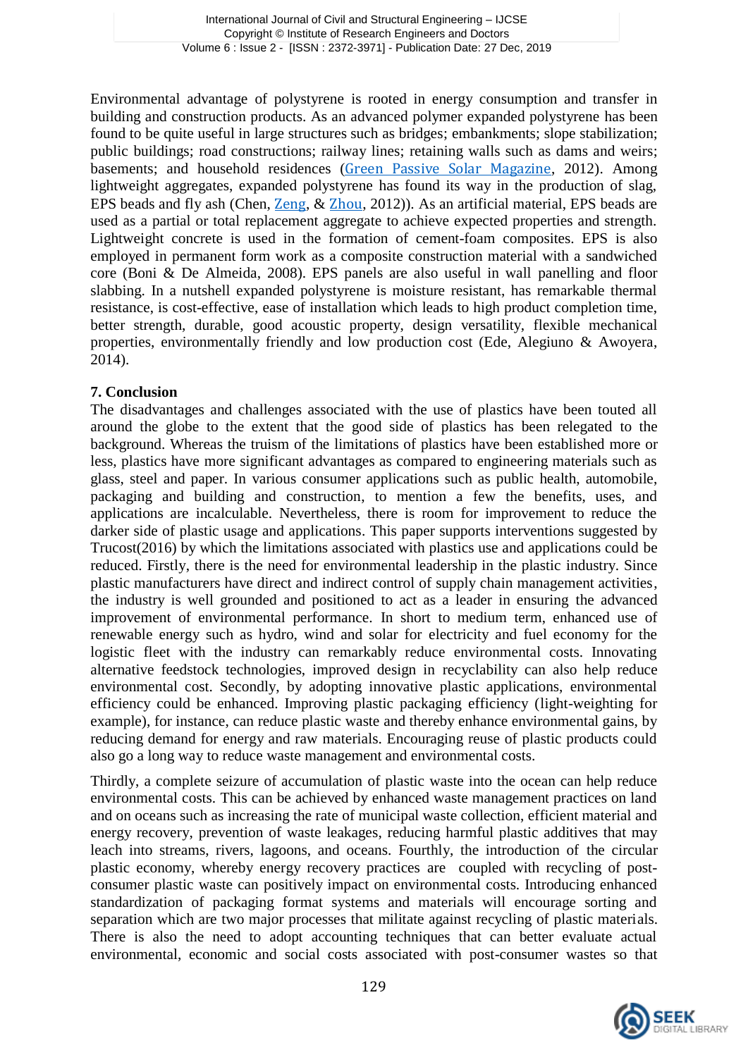Environmental advantage of polystyrene is rooted in energy consumption and transfer in building and construction products. As an advanced polymer expanded polystyrene has been found to be quite useful in large structures such as bridges; embankments; slope stabilization; public buildings; road constructions; railway lines; retaining walls such as dams and weirs; basements; and household residences (Green Passive Solar Magazine, 2012). Among lightweight aggregates, expanded polystyrene has found its way in the production of slag, EPS beads and fly ash (Chen, Zeng, & Zhou, 2012)). As an artificial material, EPS beads are used as a partial or total replacement aggregate to achieve expected properties and strength. Lightweight concrete is used in the formation of cement-foam composites. EPS is also employed in permanent form work as a composite construction material with a sandwiched core (Boni & De Almeida, 2008). EPS panels are also useful in wall panelling and floor slabbing. In a nutshell expanded polystyrene is moisture resistant, has remarkable thermal resistance, is cost-effective, ease of installation which leads to high product completion time, better strength, durable, good acoustic property, design versatility, flexible mechanical properties, environmentally friendly and low production cost (Ede, Alegiuno & Awoyera, 2014).

## 7. Conclusion

The disadvantages and challenges associated with the use of plastics have been touted all around the globe to the extent that the good side of plastics has been relegated to the background. Whereas the truism of the limitations of plastics have been established more or less, plastics have more significant advantages as compared to engineering materials such as glass, steel and paper. In various consumer applications such as public health, automobile, packaging and building and construction, to mention a few the benefits, uses, and applications are incalculable. Nevertheless, there is room for improvement to reduce the darker side of plastic usage and applications. This paper supports interventions suggested by Trucost(2016) by which the limitations associated with plastics use and applications could be reduced. Firstly, there is the need for environmental leadership in the plastic industry. Since plastic manufacturers have direct and indirect control of supply chain management activities, the industry is well grounded and positioned to act as a leader in ensuring the advanced improvement of environmental performance. In short to medium term, enhanced use of renewable energy such as hydro, wind and solar for electricity and fuel economy for the logistic fleet with the industry can remarkably reduce environmental costs. Innovating alternative feedstock technologies, improved design in recyclability can also help reduce environmental cost. Secondly, by adopting innovative plastic applications, environmental efficiency could be enhanced. Improving plastic packaging efficiency (light-weighting for example), for instance, can reduce plastic waste and thereby enhance environmental gains, by reducing demand for energy and raw materials. Encouraging reuse of plastic products could also go a long way to reduce waste management and environmental costs.

Thirdly, a complete seizure of accumulation of plastic waste into the ocean can help reduce environmental costs. This can be achieved by enhanced waste management practices on land and on oceans such as increasing the rate of municipal waste collection, efficient material and energy recovery, prevention of waste leakages, reducing harmful plastic additives that may leach into streams, rivers, lagoons, and oceans. Fourthly, the introduction of the circular plastic economy, whereby energy recovery practices are coupled with recycling of post-consumer plastic waste can positively impact on environmental costs. Introducing enhanced standardization of packaging format systems and materials will encourage sorting and separation which are two major processes that militate against recycling of plastic materials. There is also the need to adopt accounting techniques that can better evaluate actual environmental, economic and social costs associated with post-consumer wastes so that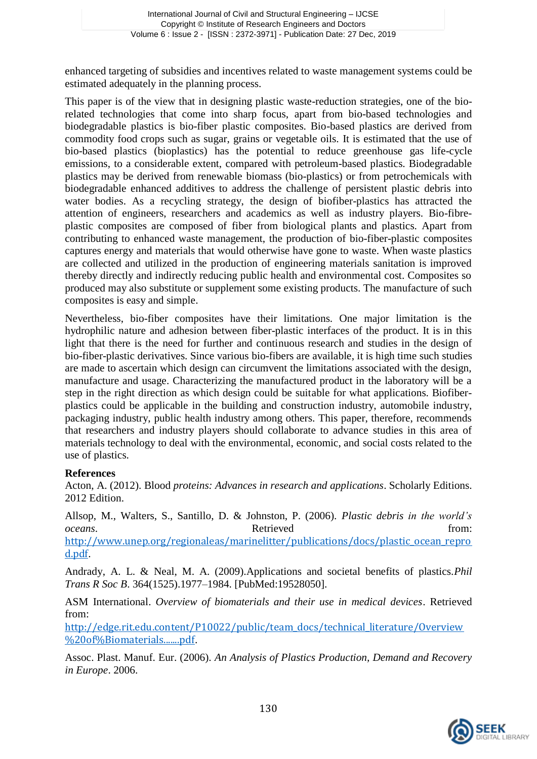enhanced targeting of subsidies and incentives related to waste management systems could be estimated adequately in the planning process.

This paper is of the view that in designing plastic waste-reduction strategies, one of the bio-related technologies that come into sharp focus, apart from bio-based technologies and biodegradable plastics is bio-fiber plastic composites. Bio-based plastics are derived from commodity food crops such as sugar, grains or vegetable oils. It is estimated that the use of bio-based plastics (bioplastics) has the potential to reduce greenhouse gas life-cycle emissions, to a considerable extent, compared with petroleum-based plastics. Biodegradable plastics may be derived from renewable biomass (bio-plastics) or from petrochemicals with biodegradable enhanced additives to address the challenge of persistent plastic debris into water bodies. As a recycling strategy, the design of biofiber-plastics has attracted the attention of engineers, researchers and academics as well as industry players. Bio-fibre-plastic composites are composed of fiber from biological plants and plastics. Apart from contributing to enhanced waste management, the production of bio-fiber-plastic composites captures energy and materials that would otherwise have gone to waste. When waste plastics are collected and utilized in the production of engineering materials sanitation is improved thereby directly and indirectly reducing public health and environmental cost. Composites so produced may also substitute or supplement some existing products. The manufacture of such composites is easy and simple.

Nevertheless, bio-fiber composites have their limitations. One major limitation is the hydrophilic nature and adhesion between fiber-plastic interfaces of the product. It is in this light that there is the need for further and continuous research and studies in the design of bio-fiber-plastic derivatives. Since various bio-fibers are available, it is high time such studies are made to ascertain which design can circumvent the limitations associated with the design, manufacture and usage. Characterizing the manufactured product in the laboratory will be a step in the right direction as which design could be suitable for what applications. Biofiber-plastics could be applicable in the building and construction industry, automobile industry, packaging industry, public health industry among others. This paper, therefore, recommends that researchers and industry players should collaborate to advance studies in this area of materials technology to deal with the environmental, economic, and social costs related to the use of plastics.

**References**

Acton, A. (2012). Blood *proteins: Advances in research and applications*. Scholarly Editions. 2012 Edition.

Allsop, M., Walters, S., Santillo, D. & Johnston, P. (2006). *Plastic debris in the world's oceans*. Retrieved from: http://www.unep.org/regionaleas/marinelitter/publications/docs/plastic_ocean_reprod.pdf.

Andrady, A. L. & Neal, M. A. (2009).Applications and societal benefits of plastics.*Phil Trans R Soc B*. 364(1525).1977–1984. [PubMed:19528050].

ASM International. *Overview of biomaterials and their use in medical devices*. Retrieved from: http://edge.rit.edu.content/P10022/public/team_docs/technical_literature/Overview%20of%Biomaterials.......pdf.

Assoc. Plast. Manuf. Eur. (2006). *An Analysis of Plastics Production, Demand and Recovery in Europe*. 2006.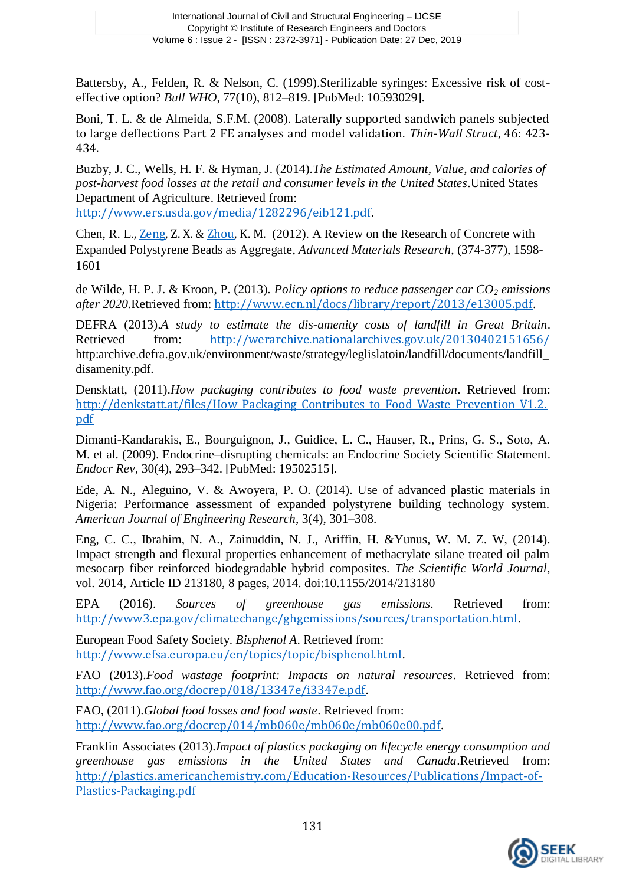Battersby, A., Felden, R. & Nelson, C. (1999).Sterilizable syringes: Excessive risk of cost-effective option? *Bull WHO*, 77(10), 812–819. [PubMed: 10593029].

Boni, T. L. & de Almeida, S.F.M. (2008). Laterally supported sandwich panels subjected to large deflections Part 2 FE analyses and model validation. *Thin-Wall Struct,* 46: 423-434.

Buzby, J. C., Wells, H. F. & Hyman, J. (2014).*The Estimated Amount, Value, and calories of post-harvest food losses at the retail and consumer levels in the United States*.United States Department of Agriculture. Retrieved from: http://www.ers.usda.gov/media/1282296/eib121.pdf.

Chen, R. L., Zeng, Z. X. & Zhou, K. M. (2012). A Review on the Research of Concrete with Expanded Polystyrene Beads as Aggregate, *Advanced Materials Research*, (374-377), 1598-1601

de Wilde, H. P. J. & Kroon, P. (2013). *Policy options to reduce passenger car $CO_2$ emissions after 2020*.Retrieved from: http://www.ecn.nl/docs/library/report/2013/e13005.pdf.

DEFRA (2013).*A study to estimate the dis-amenity costs of landfill in Great Britain*. Retrieved from: http://werarchive.nationalarchives.gov.uk/20130402151656/ http:archive.defra.gov.uk/environment/waste/strategy/leglislatoin/landfill/documents/landfill_disamenity.pdf.

Densktatt, (2011).*How packaging contributes to food waste prevention*. Retrieved from: http://denkstatt.at/files/How_Packaging_Contributes_to_Food_Waste_Prevention_V1.2.pdf

Dimanti-Kandarakis, E., Bourguignon, J., Guidice, L. C., Hauser, R., Prins, G. S., Soto, A. M. et al. (2009). Endocrine–disrupting chemicals: an Endocrine Society Scientific Statement. *Endocr Rev,* 30(4), 293–342. [PubMed: 19502515].

Ede, A. N., Aleguino, V. & Awoyera, P. O. (2014). Use of advanced plastic materials in Nigeria: Performance assessment of expanded polystyrene building technology system. *American Journal of Engineering Research*, 3(4), 301–308.

Eng, C. C., Ibrahim, N. A., Zainuddin, N. J., Ariffin, H. &Yunus, W. M. Z. W, (2014). Impact strength and flexural properties enhancement of methacrylate silane treated oil palm mesocarp fiber reinforced biodegradable hybrid composites. *The Scientific World Journal*, vol. 2014, Article ID 213180, 8 pages, 2014. doi:10.1155/2014/213180

EPA (2016). *Sources of greenhouse gas emissions*. Retrieved from: http://www3.epa.gov/climatechange/ghgemissions/sources/transportation.html.

European Food Safety Society. *Bisphenol A*. Retrieved from: http://www.efsa.europa.eu/en/topics/topic/bisphenol.html.

FAO (2013).*Food wastage footprint: Impacts on natural resources*. Retrieved from: http://www.fao.org/docrep/018/13347e/i3347e.pdf.

FAO, (2011).*Global food losses and food waste*. Retrieved from: http://www.fao.org/docrep/014/mb060e/mb060e/mb060e00.pdf.

Franklin Associates (2013).*Impact of plastics packaging on lifecycle energy consumption and greenhouse gas emissions in the United States and Canada*.Retrieved from: http://plastics.americanchemistry.com/Education-Resources/Publications/Impact-of-Plastics-Packaging.pdf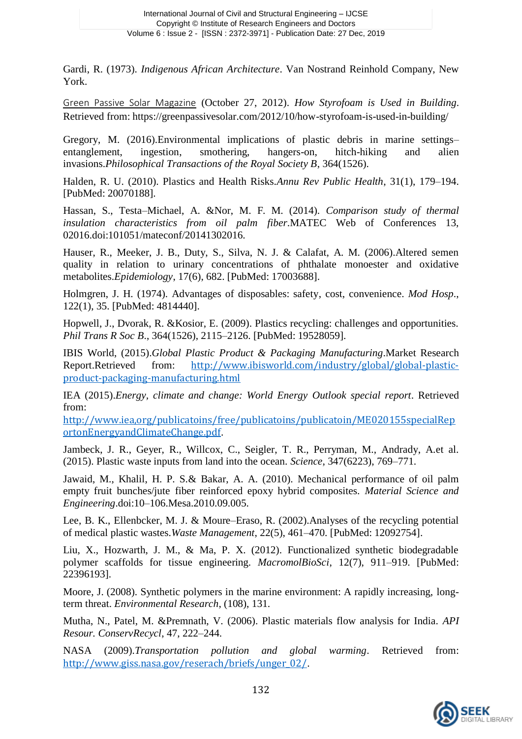Gardi, R. (1973). *Indigenous African Architecture*. Van Nostrand Reinhold Company, New York.

Green Passive Solar Magazine (October 27, 2012). *How Styrofoam is Used in Building*. Retrieved from: https://greenpassivesolar.com/2012/10/how-styrofoam-is-used-in-building/

Gregory, M. (2016).Environmental implications of plastic debris in marine settings– entanglement, ingestion, smothering, hangers-on, hitch-hiking and alien invasions.*Philosophical Transactions of the Royal Society B*, 364(1526).

Halden, R. U. (2010). Plastics and Health Risks.*Annu Rev Public Health*, 31(1), 179–194. [PubMed: 20070188].

Hassan, S., Testa–Michael, A. &Nor, M. F. M. (2014). *Comparison study of thermal insulation characteristics from oil palm fiber*.MATEC Web of Conferences 13, 02016.doi:101051/mateconf/20141302016.

Hauser, R., Meeker, J. B., Duty, S., Silva, N. J. & Calafat, A. M. (2006).Altered semen quality in relation to urinary concentrations of phthalate monoester and oxidative metabolites.*Epidemiology*, 17(6), 682. [PubMed: 17003688].

Holmgren, J. H. (1974). Advantages of disposables: safety, cost, convenience. *Mod Hosp*., 122(1), 35. [PubMed: 4814440].

Hopwell, J., Dvorak, R. &Kosior, E. (2009). Plastics recycling: challenges and opportunities. *Phil Trans R Soc B*., 364(1526), 2115–2126. [PubMed: 19528059].

IBIS World, (2015).*Global Plastic Product & Packaging Manufacturing*.Market Research Report.Retrieved from: http://www.ibisworld.com/industry/global/global-plastic-product-packaging-manufacturing.html

IEA (2015).*Energy, climate and change: World Energy Outlook special report*. Retrieved from: http://www.iea,org/publicatoins/free/publicatoins/publicatoin/ME020155specialReportonEnergyandClimateChange.pdf.

Jambeck, J. R., Geyer, R., Willcox, C., Seigler, T. R., Perryman, M., Andrady, A.et al. (2015). Plastic waste inputs from land into the ocean. *Science*, 347(6223), 769–771.

Jawaid, M., Khalil, H. P. S.& Bakar, A. A. (2010). Mechanical performance of oil palm empty fruit bunches/jute fiber reinforced epoxy hybrid composites. *Material Science and Engineering*.doi:10–106.Mesa.2010.09.005.

Lee, B. K., Ellenbcker, M. J. & Moure–Eraso, R. (2002).Analyses of the recycling potential of medical plastic wastes.*Waste Management*, 22(5), 461–470. [PubMed: 12092754].

Liu, X., Hozwarth, J. M., & Ma, P. X. (2012). Functionalized synthetic biodegradable polymer scaffolds for tissue engineering. *MacromolBioSci*, 12(7), 911–919. [PubMed: 22396193].

Moore, J. (2008). Synthetic polymers in the marine environment: A rapidly increasing, long-term threat. *Environmental Research*, (108), 131.

Mutha, N., Patel, M. &Premnath, V. (2006). Plastic materials flow analysis for India. *API Resour. ConservRecycl*, 47, 222–244.

NASA (2009).*Transportation pollution and global warming*. Retrieved from: http://www.giss.nasa.gov/reserach/briefs/unger_02/.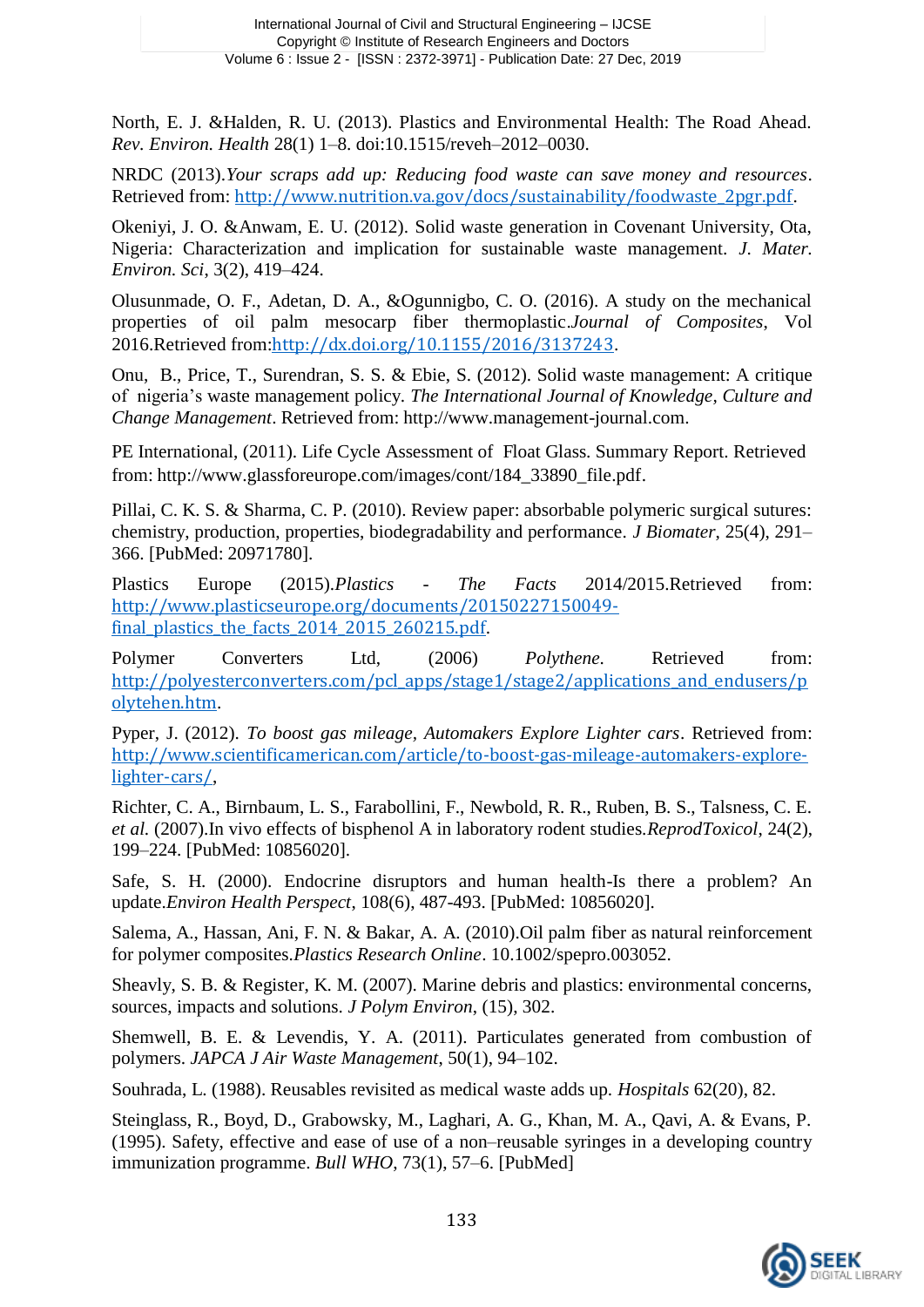North, E. J. &Halden, R. U. (2013). Plastics and Environmental Health: The Road Ahead. *Rev. Environ. Health* 28(1) 1–8. doi:10.1515/reveh–2012–0030.

NRDC (2013).*Your scraps add up: Reducing food waste can save money and resources*. Retrieved from: http://www.nutrition.va.gov/docs/sustainability/foodwaste_2pgr.pdf.

Okeniyi, J. O. &Anwam, E. U. (2012). Solid waste generation in Covenant University, Ota, Nigeria: Characterization and implication for sustainable waste management. *J. Mater. Environ. Sci*, 3(2), 419–424.

Olusunmade, O. F., Adetan, D. A., &Ogunnigbo, C. O. (2016). A study on the mechanical properties of oil palm mesocarp fiber thermoplastic.*Journal of Composites*, Vol 2016.Retrieved from:http://dx.doi.org/10.1155/2016/3137243.

Onu, B., Price, T., Surendran, S. S. & Ebie, S. (2012). Solid waste management: A critique of nigeria's waste management policy. *The International Journal of Knowledge, Culture and Change Management*. Retrieved from: http://www.management-journal.com.

PE International, (2011). Life Cycle Assessment of Float Glass. Summary Report. Retrieved from: http://www.glassforeurope.com/images/cont/184_33890_file.pdf.

Pillai, C. K. S. & Sharma, C. P. (2010). Review paper: absorbable polymeric surgical sutures: chemistry, production, properties, biodegradability and performance. *J Biomater*, 25(4), 291–366. [PubMed: 20971780].

Plastics Europe (2015).*Plastics - The Facts* 2014/2015.Retrieved from: http://www.plasticseurope.org/documents/20150227150049-final_plastics_the_facts_2014_2015_260215.pdf.

Polymer Converters Ltd, (2006) *Polythene.* Retrieved from: http://polyesterconverters.com/pcl_apps/stage1/stage2/applications_and_endusers/polytehen.htm.

Pyper, J. (2012). *To boost gas mileage, Automakers Explore Lighter cars*. Retrieved from: http://www.scientificamerican.com/article/to-boost-gas-mileage-automakers-explore-lighter-cars/,

Richter, C. A., Birnbaum, L. S., Farabollini, F., Newbold, R. R., Ruben, B. S., Talsness, C. E. *et al.* (2007).In vivo effects of bisphenol A in laboratory rodent studies.*ReprodToxicol*, 24(2), 199–224. [PubMed: 10856020].

Safe, S. H. (2000). Endocrine disruptors and human health-Is there a problem? An update.*Environ Health Perspect*, 108(6), 487-493. [PubMed: 10856020].

Salema, A., Hassan, Ani, F. N. & Bakar, A. A. (2010).Oil palm fiber as natural reinforcement for polymer composites.*Plastics Research Online*. 10.1002/spepro.003052.

Sheavly, S. B. & Register, K. M. (2007). Marine debris and plastics: environmental concerns, sources, impacts and solutions. *J Polym Environ*, (15), 302.

Shemwell, B. E. & Levendis, Y. A. (2011). Particulates generated from combustion of polymers. *JAPCA J Air Waste Management*, 50(1), 94–102.

Souhrada, L. (1988). Reusables revisited as medical waste adds up. *Hospitals* 62(20), 82.

Steinglass, R., Boyd, D., Grabowsky, M., Laghari, A. G., Khan, M. A., Qavi, A. & Evans, P. (1995). Safety, effective and ease of use of a non–reusable syringes in a developing country immunization programme. *Bull WHO*, 73(1), 57–6. [PubMed]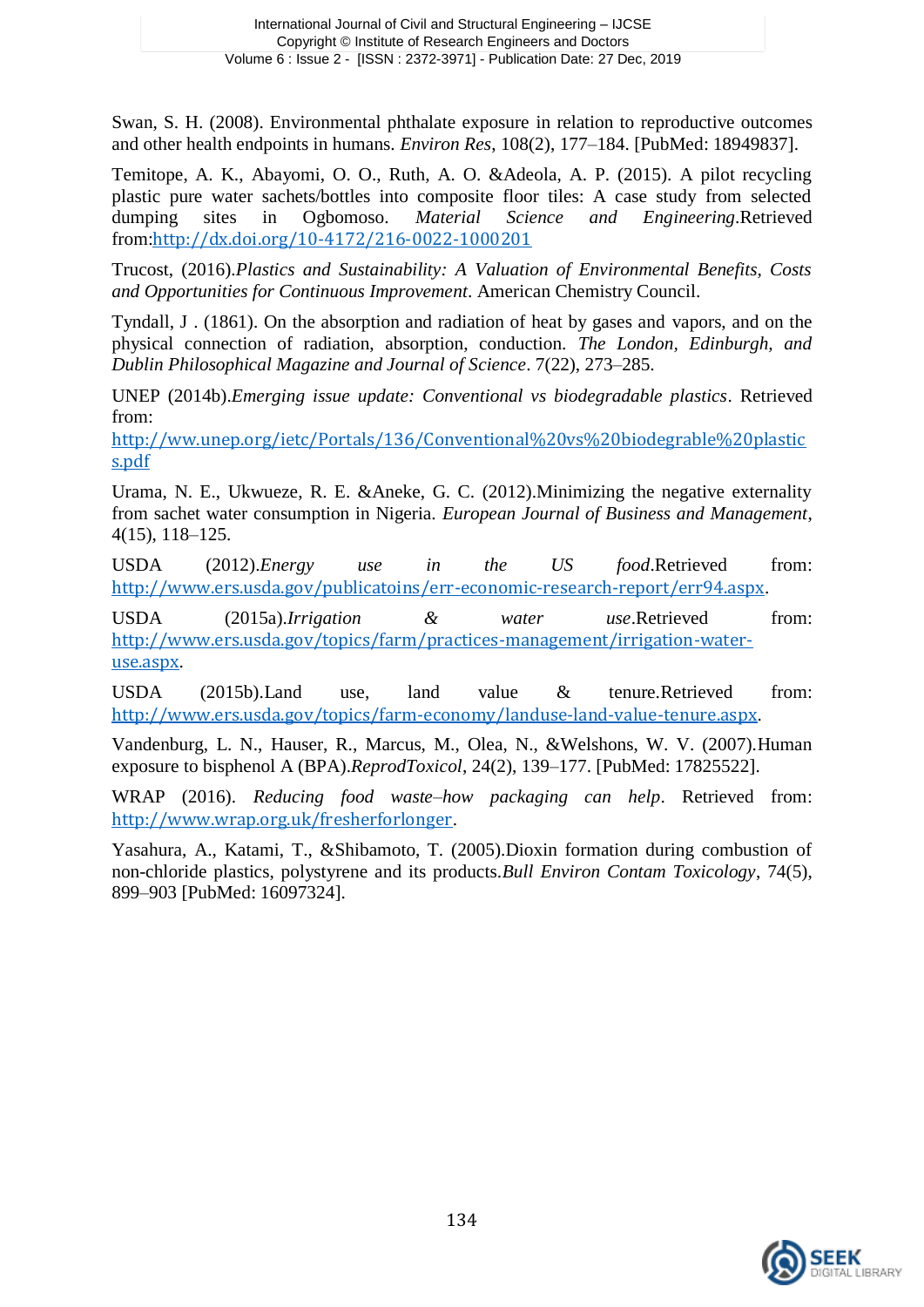Swan, S. H. (2008). Environmental phthalate exposure in relation to reproductive outcomes and other health endpoints in humans. *Environ Res*, 108(2), 177–184. [PubMed: 18949837].

Temitope, A. K., Abayomi, O. O., Ruth, A. O. &Adeola, A. P. (2015). A pilot recycling plastic pure water sachets/bottles into composite floor tiles: A case study from selected dumping sites in Ogbomoso. *Material Science and Engineering*.Retrieved from:http://dx.doi.org/10-4172/216-0022-1000201

Trucost, (2016).*Plastics and Sustainability: A Valuation of Environmental Benefits, Costs and Opportunities for Continuous Improvement*. American Chemistry Council.

Tyndall, J . (1861). On the absorption and radiation of heat by gases and vapors, and on the physical connection of radiation, absorption, conduction. *The London, Edinburgh, and Dublin Philosophical Magazine and Journal of Science*. 7(22), 273–285.

UNEP (2014b).*Emerging issue update: Conventional vs biodegradable plastics*. Retrieved from: http://ww.unep.org/ietc/Portals/136/Conventional%20vs%20biodegrable%20plastics.pdf

Urama, N. E., Ukwueze, R. E. &Aneke, G. C. (2012).Minimizing the negative externality from sachet water consumption in Nigeria. *European Journal of Business and Management*, 4(15), 118–125.

USDA (2012).*Energy use in the US food*.Retrieved from: http://www.ers.usda.gov/publicatoins/err-economic-research-report/err94.aspx.

USDA (2015a).*Irrigation & water use*.Retrieved from: http://www.ers.usda.gov/topics/farm/practices-management/irrigation-water-use.aspx.

USDA (2015b).Land use, land value & tenure.Retrieved from: http://www.ers.usda.gov/topics/farm-economy/landuse-land-value-tenure.aspx.

Vandenburg, L. N., Hauser, R., Marcus, M., Olea, N., &Welshons, W. V. (2007).Human exposure to bisphenol A (BPA).*ReprodToxicol*, 24(2), 139–177. [PubMed: 17825522].

WRAP (2016). *Reducing food waste–how packaging can help*. Retrieved from: http://www.wrap.org.uk/fresherforlonger.

Yasahura, A., Katami, T., &Shibamoto, T. (2005).Dioxin formation during combustion of non-chloride plastics, polystyrene and its products.*Bull Environ Contam Toxicology*, 74(5), 899–903 [PubMed: 16097324].